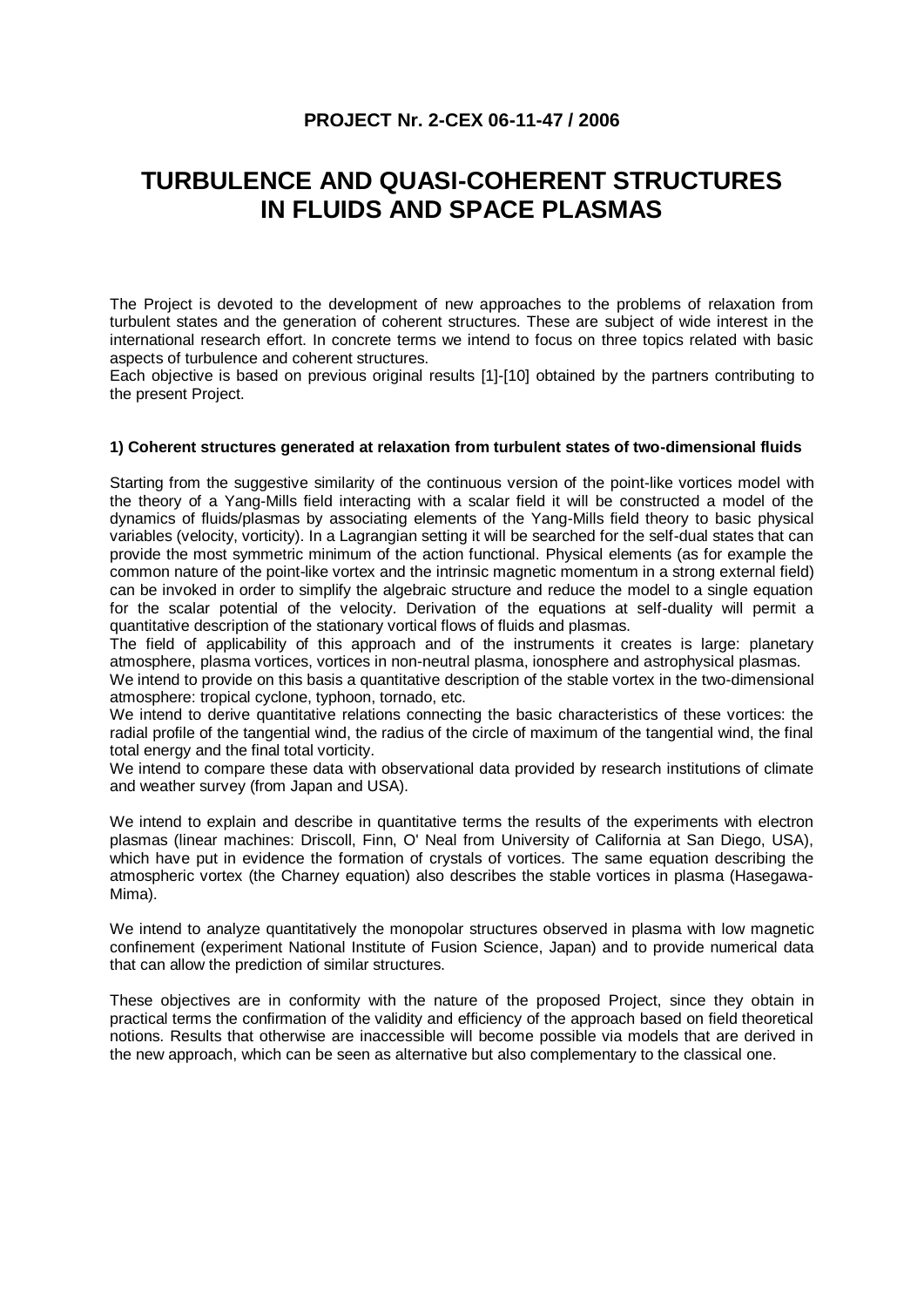**PROJECT Nr. 2-CEX 06-11-47 / 2006**

# TURBULENCE AND QUASI-COHERENT STRUCTURES IN FLUIDS AND SPACE PLASMAS

The Project is devoted to the development of new approaches to the problems of relaxation from turbulent states and the generation of coherent structures. These are subject of wide interest in the international research effort. In concrete terms we intend to focus on three topics related with basic aspects of turbulence and coherent structures.
Each objective is based on previous original results [1]-[10] obtained by the partners contributing to the present Project.

### 1) Coherent structures generated at relaxation from turbulent states of two-dimensional fluids

Starting from the suggestive similarity of the continuous version of the point-like vortices model with the theory of a Yang-Mills field interacting with a scalar field it will be constructed a model of the dynamics of fluids/plasmas by associating elements of the Yang-Mills field theory to basic physical variables (velocity, vorticity). In a Lagrangian setting it will be searched for the self-dual states that can provide the most symmetric minimum of the action functional. Physical elements (as for example the common nature of the point-like vortex and the intrinsic magnetic momentum in a strong external field) can be invoked in order to simplify the algebraic structure and reduce the model to a single equation for the scalar potential of the velocity. Derivation of the equations at self-duality will permit a quantitative description of the stationary vortical flows of fluids and plasmas.
The field of applicability of this approach and of the instruments it creates is large: planetary atmosphere, plasma vortices, vortices in non-neutral plasma, ionosphere and astrophysical plasmas.
We intend to provide on this basis a quantitative description of the stable vortex in the two-dimensional atmosphere: tropical cyclone, typhoon, tornado, etc.
We intend to derive quantitative relations connecting the basic characteristics of these vortices: the radial profile of the tangential wind, the radius of the circle of maximum of the tangential wind, the final total energy and the final total vorticity.
We intend to compare these data with observational data provided by research institutions of climate and weather survey (from Japan and USA).

We intend to explain and describe in quantitative terms the results of the experiments with electron plasmas (linear machines: Driscoll, Finn, O' Neal from University of California at San Diego, USA), which have put in evidence the formation of crystals of vortices. The same equation describing the atmospheric vortex (the Charney equation) also describes the stable vortices in plasma (Hasegawa-Mima).

We intend to analyze quantitatively the monopolar structures observed in plasma with low magnetic confinement (experiment National Institute of Fusion Science, Japan) and to provide numerical data that can allow the prediction of similar structures.

These objectives are in conformity with the nature of the proposed Project, since they obtain in practical terms the confirmation of the validity and efficiency of the approach based on field theoretical notions. Results that otherwise are inaccessible will become possible via models that are derived in the new approach, which can be seen as alternative but also complementary to the classical one.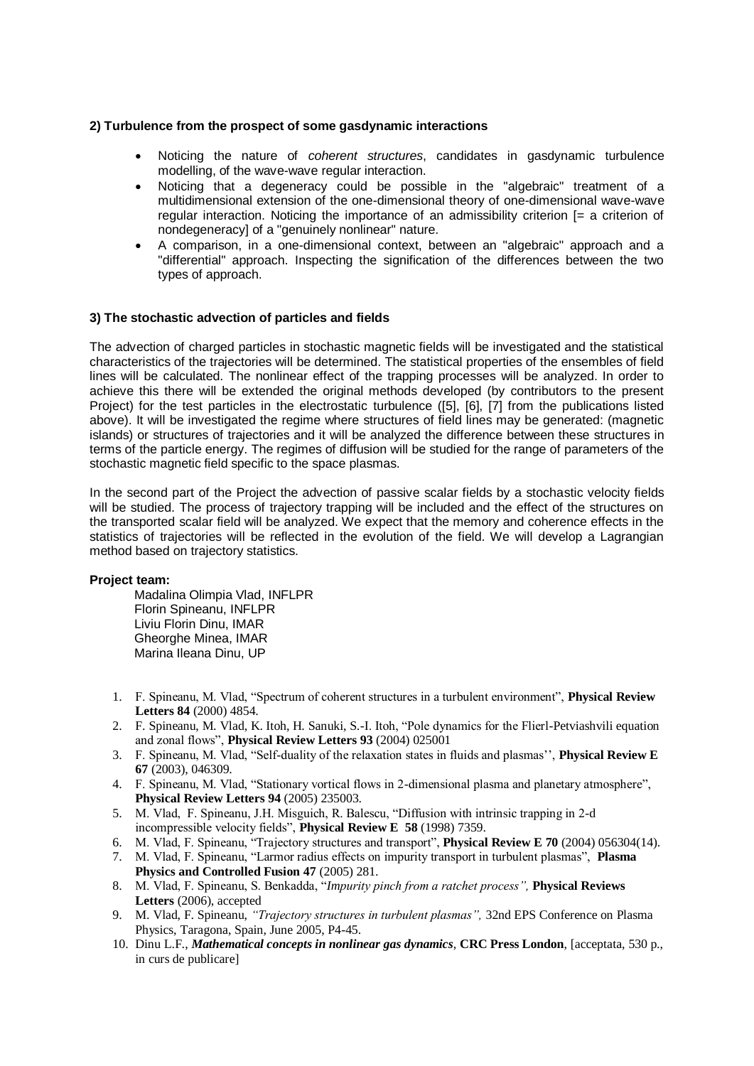**2) Turbulence from the prospect of some gasdynamic interactions**

- Noticing the nature of *coherent structures*, candidates in gasdynamic turbulence modelling, of the wave-wave regular interaction.
- Noticing that a degeneracy could be possible in the "algebraic" treatment of a multidimensional extension of the one-dimensional theory of one-dimensional wave-wave regular interaction. Noticing the importance of an admissibility criterion [= a criterion of nondegeneracy] of a "genuinely nonlinear" nature.
- A comparison, in a one-dimensional context, between an "algebraic" approach and a "differential" approach. Inspecting the signification of the differences between the two types of approach.

**3) The stochastic advection of particles and fields**

The advection of charged particles in stochastic magnetic fields will be investigated and the statistical characteristics of the trajectories will be determined. The statistical properties of the ensembles of field lines will be calculated. The nonlinear effect of the trapping processes will be analyzed. In order to achieve this there will be extended the original methods developed (by contributors to the present Project) for the test particles in the electrostatic turbulence ([5], [6], [7] from the publications listed above). It will be investigated the regime where structures of field lines may be generated: (magnetic islands) or structures of trajectories and it will be analyzed the difference between these structures in terms of the particle energy. The regimes of diffusion will be studied for the range of parameters of the stochastic magnetic field specific to the space plasmas.

In the second part of the Project the advection of passive scalar fields by a stochastic velocity fields will be studied. The process of trajectory trapping will be included and the effect of the structures on the transported scalar field will be analyzed. We expect that the memory and coherence effects in the statistics of trajectories will be reflected in the evolution of the field. We will develop a Lagrangian method based on trajectory statistics.

**Project team:**

Madalina Olimpia Vlad, INFLPR
Florin Spineanu, INFLPR
Liviu Florin Dinu, IMAR
Gheorghe Minea, IMAR
Marina Ileana Dinu, UP

1. F. Spineanu, M. Vlad, "Spectrum of coherent structures in a turbulent environment", **Physical Review Letters 84** (2000) 4854.
2. F. Spineanu, M. Vlad, K. Itoh, H. Sanuki, S.-I. Itoh, "Pole dynamics for the Flierl-Petviashvili equation and zonal flows", **Physical Review Letters 93** (2004) 025001
3. F. Spineanu, M. Vlad, "Self-duality of the relaxation states in fluids and plasmas'', **Physical Review E 67** (2003), 046309.
4. F. Spineanu, M. Vlad, "Stationary vortical flows in 2-dimensional plasma and planetary atmosphere", **Physical Review Letters 94** (2005) 235003.
5. M. Vlad, F. Spineanu, J.H. Misguich, R. Balescu, "Diffusion with intrinsic trapping in 2-d incompressible velocity fields", **Physical Review E 58** (1998) 7359.
6. M. Vlad, F. Spineanu, "Trajectory structures and transport", **Physical Review E 70** (2004) 056304(14).
7. M. Vlad, F. Spineanu, "Larmor radius effects on impurity transport in turbulent plasmas", **Plasma Physics and Controlled Fusion 47** (2005) 281.
8. M. Vlad, F. Spineanu, S. Benkadda, "*Impurity pinch from a ratchet process",* **Physical Reviews Letters** (2006), accepted
9. M. Vlad, F. Spineanu, *"Trajectory structures in turbulent plasmas",* 32nd EPS Conference on Plasma Physics, Taragona, Spain, June 2005, P4-45.
10. Dinu L.F., ***Mathematical concepts in nonlinear gas dynamics***, **CRC Press London**, [acceptata, 530 p., in curs de publicare]